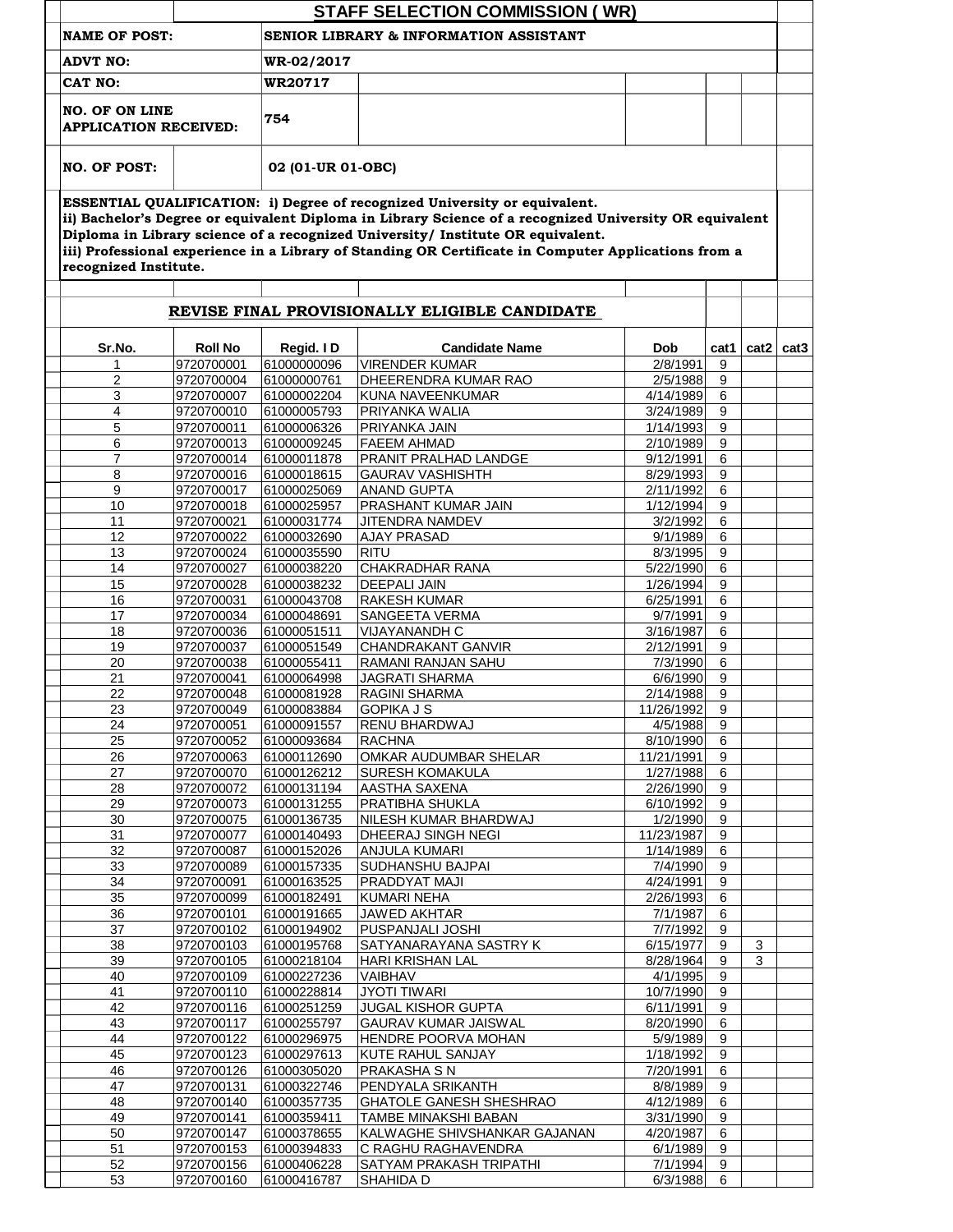## STAFF SELECTION COMMISSION ( WR)

| | |
|---|---|
| **NAME OF POST:** | **SENIOR LIBRARY & INFORMATION ASSISTANT** |
| **ADVT NO:** | **WR-02/2017** |
| **CAT NO:** | **WR20717** |
| **NO. OF ON LINE APPLICATION RECEIVED:** | **754** |
| **NO. OF POST:** | **02 (01-UR 01-OBC)** |

**ESSENTIAL QUALIFICATION: i) Degree of recognized University or equivalent.**
**ii) Bachelor's Degree or equivalent Diploma in Library Science of a recognized University OR equivalent Diploma in Library science of a recognized University/ Institute OR equivalent.**
**iii) Professional experience in a Library of Standing OR Certificate in Computer Applications from a recognized Institute.**

### REVISE FINAL PROVISIONALLY ELIGIBLE CANDIDATE

| Sr.No. | Roll No | Regid. I D | Candidate Name | Dob | cat1 | cat2 | cat3 |
|---|---|---|---|---|---|---|---|
| 1 | 9720700001 | 61000000096 | VIRENDER KUMAR | 2/8/1991 | 9 | | |
| 2 | 9720700004 | 61000000761 | DHEERENDRA KUMAR RAO | 2/5/1988 | 9 | | |
| 3 | 9720700007 | 61000002204 | KUNA NAVEENKUMAR | 4/14/1989 | 6 | | |
| 4 | 9720700010 | 61000005793 | PRIYANKA WALIA | 3/24/1989 | 9 | | |
| 5 | 9720700011 | 61000006326 | PRIYANKA JAIN | 1/14/1993 | 9 | | |
| 6 | 9720700013 | 61000009245 | FAEEM AHMAD | 2/10/1989 | 9 | | |
| 7 | 9720700014 | 61000011878 | PRANIT PRALHAD LANDGE | 9/12/1991 | 6 | | |
| 8 | 9720700016 | 61000018615 | GAURAV VASHISHTH | 8/29/1993 | 9 | | |
| 9 | 9720700017 | 61000025069 | ANAND GUPTA | 2/11/1992 | 6 | | |
| 10 | 9720700018 | 61000025957 | PRASHANT KUMAR JAIN | 1/12/1994 | 9 | | |
| 11 | 9720700021 | 61000031774 | JITENDRA NAMDEV | 3/2/1992 | 6 | | |
| 12 | 9720700022 | 61000032690 | AJAY PRASAD | 9/1/1989 | 6 | | |
| 13 | 9720700024 | 61000035590 | RITU | 8/3/1995 | 9 | | |
| 14 | 9720700027 | 61000038220 | CHAKRADHAR RANA | 5/22/1990 | 6 | | |
| 15 | 9720700028 | 61000038232 | DEEPALI JAIN | 1/26/1994 | 9 | | |
| 16 | 9720700031 | 61000043708 | RAKESH KUMAR | 6/25/1991 | 6 | | |
| 17 | 9720700034 | 61000048691 | SANGEETA VERMA | 9/7/1991 | 9 | | |
| 18 | 9720700036 | 61000051511 | VIJAYANANDH C | 3/16/1987 | 6 | | |
| 19 | 9720700037 | 61000051549 | CHANDRAKANT GANVIR | 2/12/1991 | 9 | | |
| 20 | 9720700038 | 61000055411 | RAMANI RANJAN SAHU | 7/3/1990 | 6 | | |
| 21 | 9720700041 | 61000064998 | JAGRATI SHARMA | 6/6/1990 | 9 | | |
| 22 | 9720700048 | 61000081928 | RAGINI SHARMA | 2/14/1988 | 9 | | |
| 23 | 9720700049 | 61000083884 | GOPIKA J S | 11/26/1992 | 9 | | |
| 24 | 9720700051 | 61000091557 | RENU BHARDWAJ | 4/5/1988 | 9 | | |
| 25 | 9720700052 | 61000093684 | RACHNA | 8/10/1990 | 6 | | |
| 26 | 9720700063 | 61000112690 | OMKAR AUDUMBAR SHELAR | 11/21/1991 | 9 | | |
| 27 | 9720700070 | 61000126212 | SURESH KOMAKULA | 1/27/1988 | 6 | | |
| 28 | 9720700072 | 61000131194 | AASTHA SAXENA | 2/26/1990 | 9 | | |
| 29 | 9720700073 | 61000131255 | PRATIBHA SHUKLA | 6/10/1992 | 9 | | |
| 30 | 9720700075 | 61000136735 | NILESH KUMAR BHARDWAJ | 1/2/1990 | 9 | | |
| 31 | 9720700077 | 61000140493 | DHEERAJ SINGH NEGI | 11/23/1987 | 9 | | |
| 32 | 9720700087 | 61000152026 | ANJULA KUMARI | 1/14/1989 | 6 | | |
| 33 | 9720700089 | 61000157335 | SUDHANSHU BAJPAI | 7/4/1990 | 9 | | |
| 34 | 9720700091 | 61000163525 | PRADDYAT MAJI | 4/24/1991 | 9 | | |
| 35 | 9720700099 | 61000182491 | KUMARI NEHA | 2/26/1993 | 6 | | |
| 36 | 9720700101 | 61000191665 | JAWED AKHTAR | 7/1/1987 | 6 | | |
| 37 | 9720700102 | 61000194902 | PUSPANJALI JOSHI | 7/7/1992 | 9 | | |
| 38 | 9720700103 | 61000195768 | SATYANARAYANA SASTRY K | 6/15/1977 | 9 | 3 | |
| 39 | 9720700105 | 61000218104 | HARI KRISHAN LAL | 8/28/1964 | 9 | 3 | |
| 40 | 9720700109 | 61000227236 | VAIBHAV | 4/1/1995 | 9 | | |
| 41 | 9720700110 | 61000228814 | JYOTI TIWARI | 10/7/1990 | 9 | | |
| 42 | 9720700116 | 61000251259 | JUGAL KISHOR GUPTA | 6/11/1991 | 9 | | |
| 43 | 9720700117 | 61000255797 | GAURAV KUMAR JAISWAL | 8/20/1990 | 6 | | |
| 44 | 9720700122 | 61000296975 | HENDRE POORVA MOHAN | 5/9/1989 | 9 | | |
| 45 | 9720700123 | 61000297613 | KUTE RAHUL SANJAY | 1/18/1992 | 9 | | |
| 46 | 9720700126 | 61000305020 | PRAKASHA S N | 7/20/1991 | 6 | | |
| 47 | 9720700131 | 61000322746 | PENDYALA SRIKANTH | 8/8/1989 | 9 | | |
| 48 | 9720700140 | 61000357735 | GHATOLE GANESH SHESHRAO | 4/12/1989 | 6 | | |
| 49 | 9720700141 | 61000359411 | TAMBE MINAKSHI BABAN | 3/31/1990 | 9 | | |
| 50 | 9720700147 | 61000378655 | KALWAGHE SHIVSHANKAR GAJANAN | 4/20/1987 | 6 | | |
| 51 | 9720700153 | 61000394833 | C RAGHU RAGHAVENDRA | 6/1/1989 | 9 | | |
| 52 | 9720700156 | 61000406228 | SATYAM PRAKASH TRIPATHI | 7/1/1994 | 9 | | |
| 53 | 9720700160 | 61000416787 | SHAHIDA D | 6/3/1988 | 6 | | |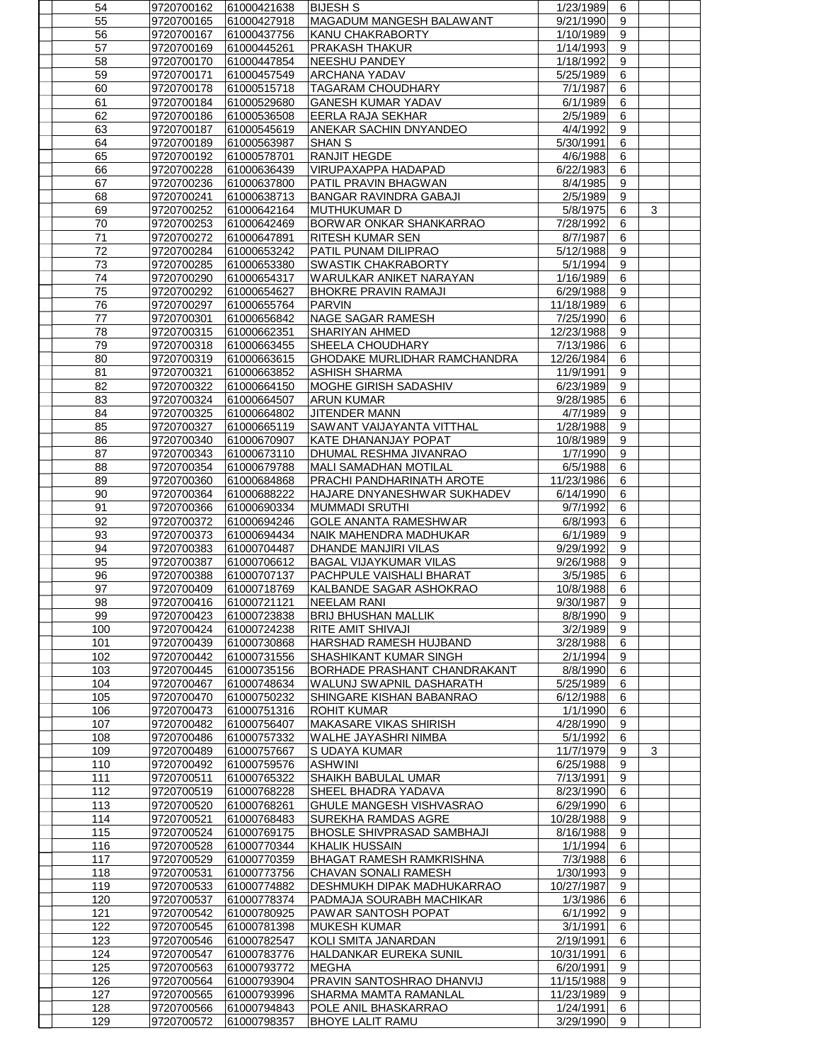|  | Sr | Roll No | Reg No | Name | DOB | Cat | PH |  |
|---|---|---|---|---|---|---|---|---|
|  | 54 | 9720700162 | 61000421638 | BIJESH S | 1/23/1989 | 6 |  |  |
|  | 55 | 9720700165 | 61000427918 | MAGADUM MANGESH BALAWANT | 9/21/1990 | 9 |  |  |
|  | 56 | 9720700167 | 61000437756 | KANU CHAKRABORTY | 1/10/1989 | 9 |  |  |
|  | 57 | 9720700169 | 61000445261 | PRAKASH THAKUR | 1/14/1993 | 9 |  |  |
|  | 58 | 9720700170 | 61000447854 | NEESHU PANDEY | 1/18/1992 | 9 |  |  |
|  | 59 | 9720700171 | 61000457549 | ARCHANA YADAV | 5/25/1989 | 6 |  |  |
|  | 60 | 9720700178 | 61000515718 | TAGARAM CHOUDHARY | 7/1/1987 | 6 |  |  |
|  | 61 | 9720700184 | 61000529680 | GANESH KUMAR YADAV | 6/1/1989 | 6 |  |  |
|  | 62 | 9720700186 | 61000536508 | EERLA RAJA SEKHAR | 2/5/1989 | 6 |  |  |
|  | 63 | 9720700187 | 61000545619 | ANEKAR SACHIN DNYANDEO | 4/4/1992 | 9 |  |  |
|  | 64 | 9720700189 | 61000563987 | SHAN S | 5/30/1991 | 6 |  |  |
|  | 65 | 9720700192 | 61000578701 | RANJIT HEGDE | 4/6/1988 | 6 |  |  |
|  | 66 | 9720700228 | 61000636439 | VIRUPAXAPPA HADAPAD | 6/22/1983 | 6 |  |  |
|  | 67 | 9720700236 | 61000637800 | PATIL PRAVIN BHAGWAN | 8/4/1985 | 9 |  |  |
|  | 68 | 9720700241 | 61000638713 | BANGAR RAVINDRA GABAJI | 2/5/1989 | 9 |  |  |
|  | 69 | 9720700252 | 61000642164 | MUTHUKUMAR D | 5/8/1975 | 6 | 3 |  |
|  | 70 | 9720700253 | 61000642469 | BORWAR ONKAR SHANKARRAO | 7/28/1992 | 6 |  |  |
|  | 71 | 9720700272 | 61000647891 | RITESH KUMAR SEN | 8/7/1987 | 6 |  |  |
|  | 72 | 9720700284 | 61000653242 | PATIL PUNAM DILIPRAO | 5/12/1988 | 9 |  |  |
|  | 73 | 9720700285 | 61000653380 | SWASTIK CHAKRABORTY | 5/1/1994 | 9 |  |  |
|  | 74 | 9720700290 | 61000654317 | WARULKAR ANIKET NARAYAN | 1/16/1989 | 6 |  |  |
|  | 75 | 9720700292 | 61000654627 | BHOKRE PRAVIN RAMAJI | 6/29/1988 | 9 |  |  |
|  | 76 | 9720700297 | 61000655764 | PARVIN | 11/18/1989 | 6 |  |  |
|  | 77 | 9720700301 | 61000656842 | NAGE SAGAR RAMESH | 7/25/1990 | 6 |  |  |
|  | 78 | 9720700315 | 61000662351 | SHARIYAN AHMED | 12/23/1988 | 9 |  |  |
|  | 79 | 9720700318 | 61000663455 | SHEELA CHOUDHARY | 7/13/1986 | 6 |  |  |
|  | 80 | 9720700319 | 61000663615 | GHODAKE MURLIDHAR RAMCHANDRA | 12/26/1984 | 6 |  |  |
|  | 81 | 9720700321 | 61000663852 | ASHISH SHARMA | 11/9/1991 | 9 |  |  |
|  | 82 | 9720700322 | 61000664150 | MOGHE GIRISH SADASHIV | 6/23/1989 | 9 |  |  |
|  | 83 | 9720700324 | 61000664507 | ARUN KUMAR | 9/28/1985 | 6 |  |  |
|  | 84 | 9720700325 | 61000664802 | JITENDER MANN | 4/7/1989 | 9 |  |  |
|  | 85 | 9720700327 | 61000665119 | SAWANT VAIJAYANTA VITTHAL | 1/28/1988 | 9 |  |  |
|  | 86 | 9720700340 | 61000670907 | KATE DHANANJAY POPAT | 10/8/1989 | 9 |  |  |
|  | 87 | 9720700343 | 61000673110 | DHUMAL RESHMA JIVANRAO | 1/7/1990 | 9 |  |  |
|  | 88 | 9720700354 | 61000679788 | MALI SAMADHAN MOTILAL | 6/5/1988 | 6 |  |  |
|  | 89 | 9720700360 | 61000684868 | PRACHI PANDHARINATH AROTE | 11/23/1986 | 6 |  |  |
|  | 90 | 9720700364 | 61000688222 | HAJARE DNYANESHWAR SUKHADEV | 6/14/1990 | 6 |  |  |
|  | 91 | 9720700366 | 61000690334 | MUMMADI SRUTHI | 9/7/1992 | 6 |  |  |
|  | 92 | 9720700372 | 61000694246 | GOLE ANANTA RAMESHWAR | 6/8/1993 | 6 |  |  |
|  | 93 | 9720700373 | 61000694434 | NAIK MAHENDRA MADHUKAR | 6/1/1989 | 9 |  |  |
|  | 94 | 9720700383 | 61000704487 | DHANDE MANJIRI VILAS | 9/29/1992 | 9 |  |  |
|  | 95 | 9720700387 | 61000706612 | BAGAL VIJAYKUMAR VILAS | 9/26/1988 | 9 |  |  |
|  | 96 | 9720700388 | 61000707137 | PACHPULE VAISHALI BHARAT | 3/5/1985 | 6 |  |  |
|  | 97 | 9720700409 | 61000718769 | KALBANDE SAGAR ASHOKRAO | 10/8/1988 | 6 |  |  |
|  | 98 | 9720700416 | 61000721121 | NEELAM RANI | 9/30/1987 | 9 |  |  |
|  | 99 | 9720700423 | 61000723838 | BRIJ BHUSHAN MALLIK | 8/8/1990 | 9 |  |  |
|  | 100 | 9720700424 | 61000724238 | RITE AMIT SHIVAJI | 3/2/1989 | 9 |  |  |
|  | 101 | 9720700439 | 61000730868 | HARSHAD RAMESH HUJBAND | 3/28/1988 | 6 |  |  |
|  | 102 | 9720700442 | 61000731556 | SHASHIKANT KUMAR SINGH | 2/1/1994 | 9 |  |  |
|  | 103 | 9720700445 | 61000735156 | BORHADE PRASHANT CHANDRAKANT | 8/8/1990 | 6 |  |  |
|  | 104 | 9720700467 | 61000748634 | WALUNJ SWAPNIL DASHARATH | 5/25/1989 | 6 |  |  |
|  | 105 | 9720700470 | 61000750232 | SHINGARE KISHAN BABANRAO | 6/12/1988 | 6 |  |  |
|  | 106 | 9720700473 | 61000751316 | ROHIT KUMAR | 1/1/1990 | 6 |  |  |
|  | 107 | 9720700482 | 61000756407 | MAKASARE VIKAS SHIRISH | 4/28/1990 | 9 |  |  |
|  | 108 | 9720700486 | 61000757332 | WALHE JAYASHRI NIMBA | 5/1/1992 | 6 |  |  |
|  | 109 | 9720700489 | 61000757667 | S UDAYA KUMAR | 11/7/1979 | 9 | 3 |  |
|  | 110 | 9720700492 | 61000759576 | ASHWINI | 6/25/1988 | 9 |  |  |
|  | 111 | 9720700511 | 61000765322 | SHAIKH BABULAL UMAR | 7/13/1991 | 9 |  |  |
|  | 112 | 9720700519 | 61000768228 | SHEEL BHADRA YADAVA | 8/23/1990 | 6 |  |  |
|  | 113 | 9720700520 | 61000768261 | GHULE MANGESH VISHVASRAO | 6/29/1990 | 6 |  |  |
|  | 114 | 9720700521 | 61000768483 | SUREKHA RAMDAS AGRE | 10/28/1988 | 9 |  |  |
|  | 115 | 9720700524 | 61000769175 | BHOSLE SHIVPRASAD SAMBHAJI | 8/16/1988 | 9 |  |  |
|  | 116 | 9720700528 | 61000770344 | KHALIK HUSSAIN | 1/1/1994 | 6 |  |  |
|  | 117 | 9720700529 | 61000770359 | BHAGAT RAMESH RAMKRISHNA | 7/3/1988 | 6 |  |  |
|  | 118 | 9720700531 | 61000773756 | CHAVAN SONALI RAMESH | 1/30/1993 | 9 |  |  |
|  | 119 | 9720700533 | 61000774882 | DESHMUKH DIPAK MADHUKARRAO | 10/27/1987 | 9 |  |  |
|  | 120 | 9720700537 | 61000778374 | PADMAJA SOURABH MACHIKAR | 1/3/1986 | 6 |  |  |
|  | 121 | 9720700542 | 61000780925 | PAWAR SANTOSH POPAT | 6/1/1992 | 9 |  |  |
|  | 122 | 9720700545 | 61000781398 | MUKESH KUMAR | 3/1/1991 | 6 |  |  |
|  | 123 | 9720700546 | 61000782547 | KOLI SMITA JANARDAN | 2/19/1991 | 6 |  |  |
|  | 124 | 9720700547 | 61000783776 | HALDANKAR EUREKA SUNIL | 10/31/1991 | 6 |  |  |
|  | 125 | 9720700563 | 61000793772 | MEGHA | 6/20/1991 | 9 |  |  |
|  | 126 | 9720700564 | 61000793904 | PRAVIN SANTOSHRAO DHANVIJ | 11/15/1988 | 9 |  |  |
|  | 127 | 9720700565 | 61000793996 | SHARMA MAMTA RAMANLAL | 11/23/1989 | 9 |  |  |
|  | 128 | 9720700566 | 61000794843 | POLE ANIL BHASKARRAO | 1/24/1991 | 6 |  |  |
|  | 129 | 9720700572 | 61000798357 | BHOYE LALIT RAMU | 3/29/1990 | 9 |  |  |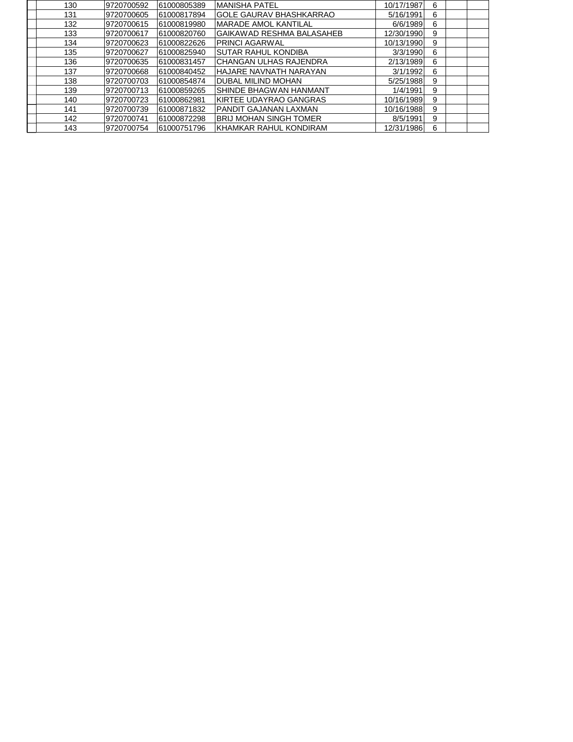| | | | | | | | | |
|---|---|---|---|---|---|---|---|---|
| | 130 | 9720700592 | 61000805389 | MANISHA PATEL | 10/17/1987 | 6 | | |
| | 131 | 9720700605 | 61000817894 | GOLE GAURAV BHASHKARRAO | 5/16/1991 | 6 | | |
| | 132 | 9720700615 | 61000819980 | MARADE AMOL KANTILAL | 6/6/1989 | 6 | | |
| | 133 | 9720700617 | 61000820760 | GAIKAWAD RESHMA BALASAHEB | 12/30/1990 | 9 | | |
| | 134 | 9720700623 | 61000822626 | PRINCI AGARWAL | 10/13/1990 | 9 | | |
| | 135 | 9720700627 | 61000825940 | SUTAR RAHUL KONDIBA | 3/3/1990 | 6 | | |
| | 136 | 9720700635 | 61000831457 | CHANGAN ULHAS RAJENDRA | 2/13/1989 | 6 | | |
| | 137 | 9720700668 | 61000840452 | HAJARE NAVNATH NARAYAN | 3/1/1992 | 6 | | |
| | 138 | 9720700703 | 61000854874 | DUBAL MILIND MOHAN | 5/25/1988 | 9 | | |
| | 139 | 9720700713 | 61000859265 | SHINDE BHAGWAN HANMANT | 1/4/1991 | 9 | | |
| | 140 | 9720700723 | 61000862981 | KIRTEE UDAYRAO GANGRAS | 10/16/1989 | 9 | | |
| | 141 | 9720700739 | 61000871832 | PANDIT GAJANAN LAXMAN | 10/16/1988 | 9 | | |
| | 142 | 9720700741 | 61000872298 | BRIJ MOHAN SINGH TOMER | 8/5/1991 | 9 | | |
| | 143 | 9720700754 | 61000751796 | KHAMKAR RAHUL KONDIRAM | 12/31/1986 | 6 | | |